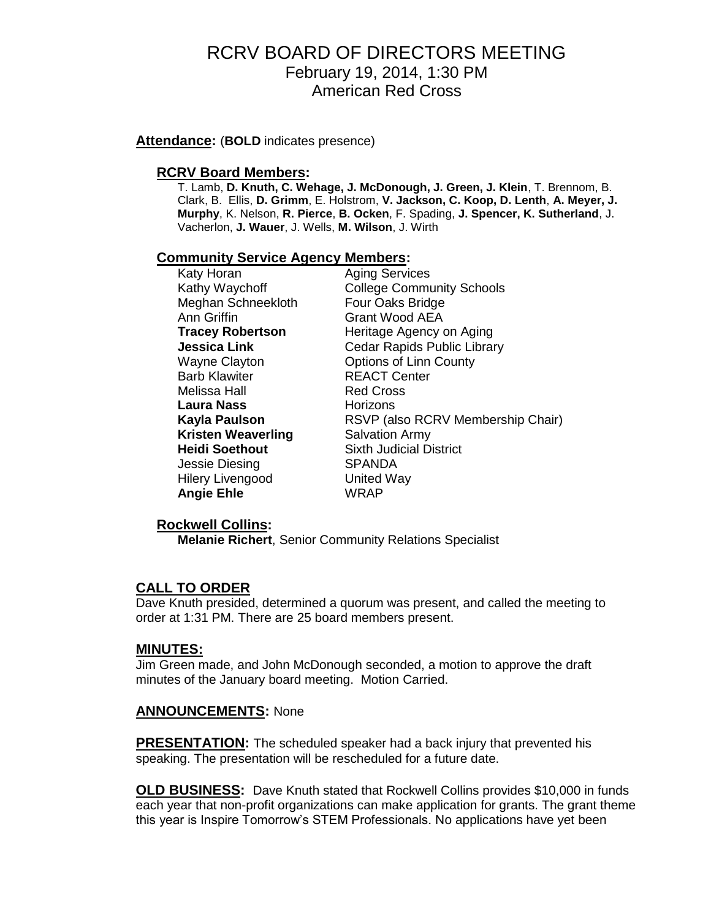# RCRV BOARD OF DIRECTORS MEETING

February 19, 2014, 1:30 PM
American Red Cross

**Attendance:** (**BOLD** indicates presence)

**RCRV Board Members:**

T. Lamb, **D. Knuth, C. Wehage, J. McDonough, J. Green, J. Klein**, T. Brennom, B. Clark, B. Ellis, **D. Grimm**, E. Holstrom, **V. Jackson, C. Koop, D. Lenth**, **A. Meyer, J. Murphy**, K. Nelson, **R. Pierce**, **B. Ocken**, F. Spading, **J. Spencer, K. Sutherland**, J. Vacherlon, **J. Wauer**, J. Wells, **M. Wilson**, J. Wirth

**Community Service Agency Members:**

| | |
|---|---|
| Katy Horan | Aging Services |
| Kathy Waychoff | College Community Schools |
| Meghan Schneekloth | Four Oaks Bridge |
| Ann Griffin | Grant Wood AEA |
| **Tracey Robertson** | Heritage Agency on Aging |
| **Jessica Link** | Cedar Rapids Public Library |
| Wayne Clayton | Options of Linn County |
| Barb Klawiter | REACT Center |
| Melissa Hall | Red Cross |
| **Laura Nass** | Horizons |
| **Kayla Paulson** | RSVP (also RCRV Membership Chair) |
| **Kristen Weaverling** | Salvation Army |
| **Heidi Soethout** | Sixth Judicial District |
| Jessie Diesing | SPANDA |
| Hilery Livengood | United Way |
| **Angie Ehle** | WRAP |

**Rockwell Collins:**

**Melanie Richert**, Senior Community Relations Specialist

**CALL TO ORDER**

Dave Knuth presided, determined a quorum was present, and called the meeting to order at 1:31 PM. There are 25 board members present.

**MINUTES:**

Jim Green made, and John McDonough seconded, a motion to approve the draft minutes of the January board meeting. Motion Carried.

**ANNOUNCEMENTS:** None

**PRESENTATION:** The scheduled speaker had a back injury that prevented his speaking. The presentation will be rescheduled for a future date.

**OLD BUSINESS:** Dave Knuth stated that Rockwell Collins provides $10,000 in funds each year that non-profit organizations can make application for grants. The grant theme this year is Inspire Tomorrow's STEM Professionals. No applications have yet been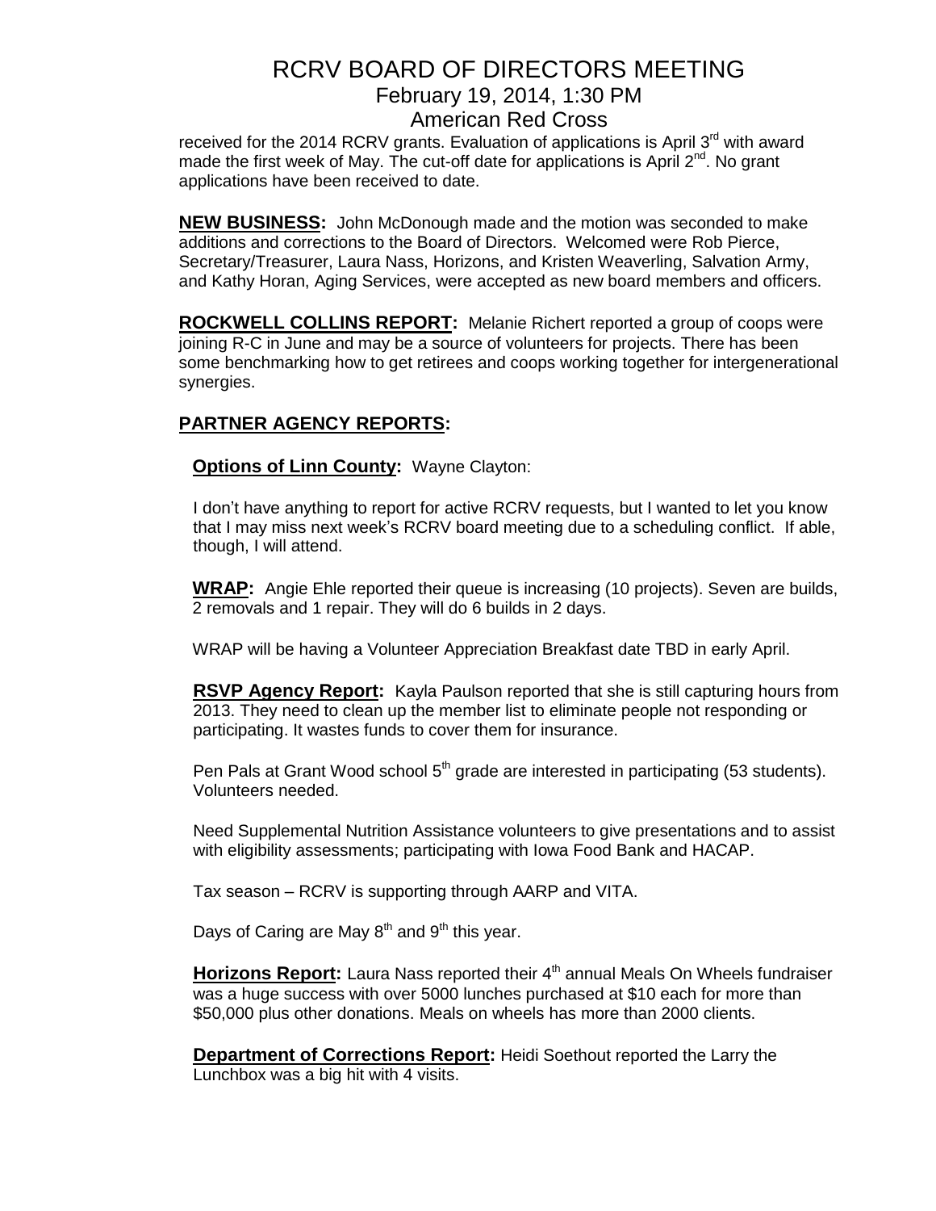received for the 2014 RCRV grants. Evaluation of applications is April 3rd with award made the first week of May. The cut-off date for applications is April 2nd. No grant applications have been received to date.

**NEW BUSINESS:** John McDonough made and the motion was seconded to make additions and corrections to the Board of Directors. Welcomed were Rob Pierce, Secretary/Treasurer, Laura Nass, Horizons, and Kristen Weaverling, Salvation Army, and Kathy Horan, Aging Services, were accepted as new board members and officers.

**ROCKWELL COLLINS REPORT:** Melanie Richert reported a group of coops were joining R-C in June and may be a source of volunteers for projects. There has been some benchmarking how to get retirees and coops working together for intergenerational synergies.

## PARTNER AGENCY REPORTS:

**Options of Linn County:** Wayne Clayton:

I don't have anything to report for active RCRV requests, but I wanted to let you know that I may miss next week's RCRV board meeting due to a scheduling conflict. If able, though, I will attend.

**WRAP:** Angie Ehle reported their queue is increasing (10 projects). Seven are builds, 2 removals and 1 repair. They will do 6 builds in 2 days.

WRAP will be having a Volunteer Appreciation Breakfast date TBD in early April.

**RSVP Agency Report:** Kayla Paulson reported that she is still capturing hours from 2013. They need to clean up the member list to eliminate people not responding or participating. It wastes funds to cover them for insurance.

Pen Pals at Grant Wood school 5th grade are interested in participating (53 students). Volunteers needed.

Need Supplemental Nutrition Assistance volunteers to give presentations and to assist with eligibility assessments; participating with Iowa Food Bank and HACAP.

Tax season – RCRV is supporting through AARP and VITA.

Days of Caring are May 8th and 9th this year.

**Horizons Report:** Laura Nass reported their 4th annual Meals On Wheels fundraiser was a huge success with over 5000 lunches purchased at $10 each for more than $50,000 plus other donations. Meals on wheels has more than 2000 clients.

**Department of Corrections Report:** Heidi Soethout reported the Larry the Lunchbox was a big hit with 4 visits.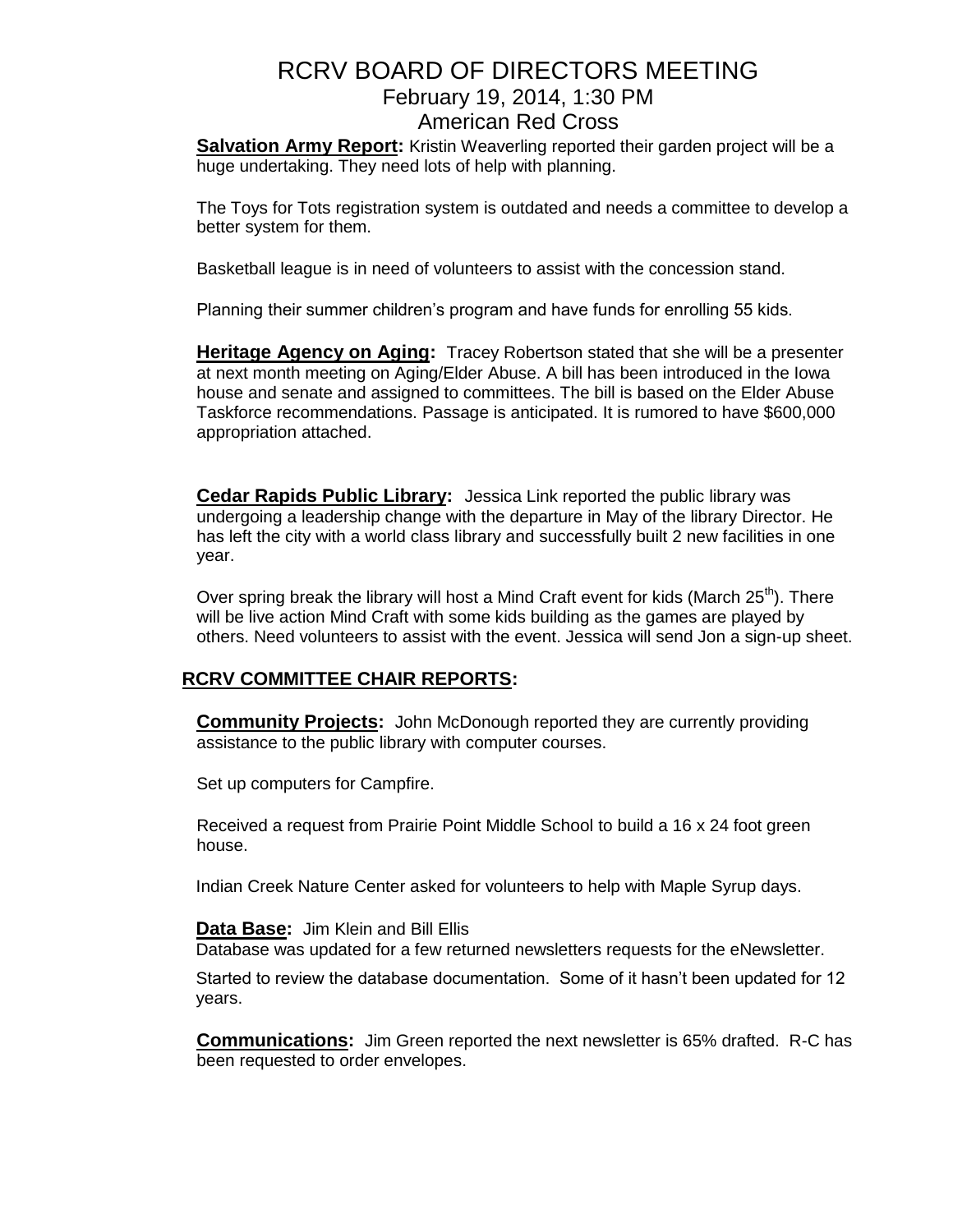# RCRV BOARD OF DIRECTORS MEETING

February 19, 2014, 1:30 PM

American Red Cross

**Salvation Army Report:** Kristin Weaverling reported their garden project will be a huge undertaking. They need lots of help with planning.

The Toys for Tots registration system is outdated and needs a committee to develop a better system for them.

Basketball league is in need of volunteers to assist with the concession stand.

Planning their summer children's program and have funds for enrolling 55 kids.

**Heritage Agency on Aging:** Tracey Robertson stated that she will be a presenter at next month meeting on Aging/Elder Abuse. A bill has been introduced in the Iowa house and senate and assigned to committees. The bill is based on the Elder Abuse Taskforce recommendations. Passage is anticipated. It is rumored to have $600,000 appropriation attached.

**Cedar Rapids Public Library:** Jessica Link reported the public library was undergoing a leadership change with the departure in May of the library Director. He has left the city with a world class library and successfully built 2 new facilities in one year.

Over spring break the library will host a Mind Craft event for kids (March 25th). There will be live action Mind Craft with some kids building as the games are played by others. Need volunteers to assist with the event. Jessica will send Jon a sign-up sheet.

## RCRV COMMITTEE CHAIR REPORTS:

**Community Projects:** John McDonough reported they are currently providing assistance to the public library with computer courses.

Set up computers for Campfire.

Received a request from Prairie Point Middle School to build a 16 x 24 foot green house.

Indian Creek Nature Center asked for volunteers to help with Maple Syrup days.

**Data Base:** Jim Klein and Bill Ellis

Database was updated for a few returned newsletters requests for the eNewsletter.

Started to review the database documentation. Some of it hasn't been updated for 12 years.

**Communications:** Jim Green reported the next newsletter is 65% drafted. R-C has been requested to order envelopes.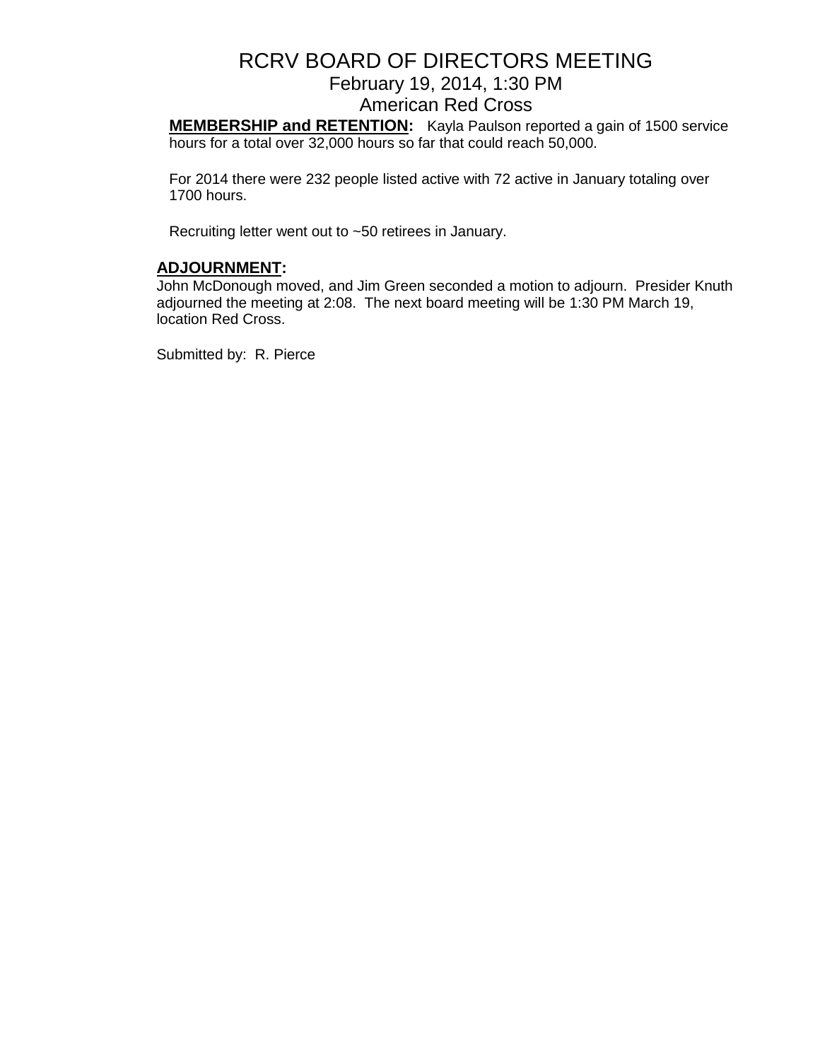# RCRV BOARD OF DIRECTORS MEETING

February 19, 2014, 1:30 PM

American Red Cross

**MEMBERSHIP and RETENTION:** Kayla Paulson reported a gain of 1500 service hours for a total over 32,000 hours so far that could reach 50,000.

For 2014 there were 232 people listed active with 72 active in January totaling over 1700 hours.

Recruiting letter went out to ~50 retirees in January.

**ADJOURNMENT:**

John McDonough moved, and Jim Green seconded a motion to adjourn. Presider Knuth adjourned the meeting at 2:08. The next board meeting will be 1:30 PM March 19, location Red Cross.

Submitted by: R. Pierce